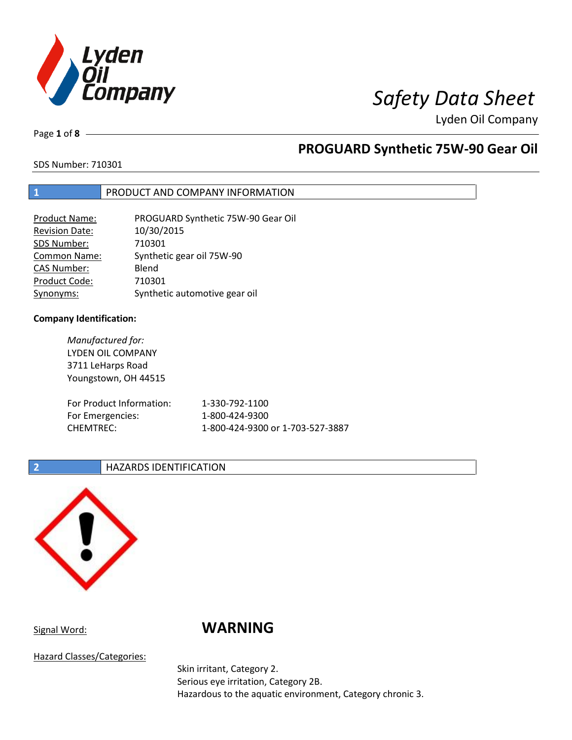# Safety Data Sheet

Lyden Oil Company

## PROGUARD Synthetic 75W-90 Gear Oil

SDS Number: 710301

## 1 PRODUCT AND COMPANY INFORMATION

| | |
|---|---|
| Product Name: | PROGUARD Synthetic 75W-90 Gear Oil |
| Revision Date: | 10/30/2015 |
| SDS Number: | 710301 |
| Common Name: | Synthetic gear oil 75W-90 |
| CAS Number: | Blend |
| Product Code: | 710301 |
| Synonyms: | Synthetic automotive gear oil |

**Company Identification:**

*Manufactured for:*
LYDEN OIL COMPANY
3711 LeHarps Road
Youngstown, OH 44515

| | |
|---|---|
| For Product Information: | 1-330-792-1100 |
| For Emergencies: | 1-800-424-9300 |
| CHEMTREC: | 1-800-424-9300 or 1-703-527-3887 |

## 2 HAZARDS IDENTIFICATION

Signal Word: **WARNING**

Hazard Classes/Categories:

Skin irritant, Category 2.
Serious eye irritation, Category 2B.
Hazardous to the aquatic environment, Category chronic 3.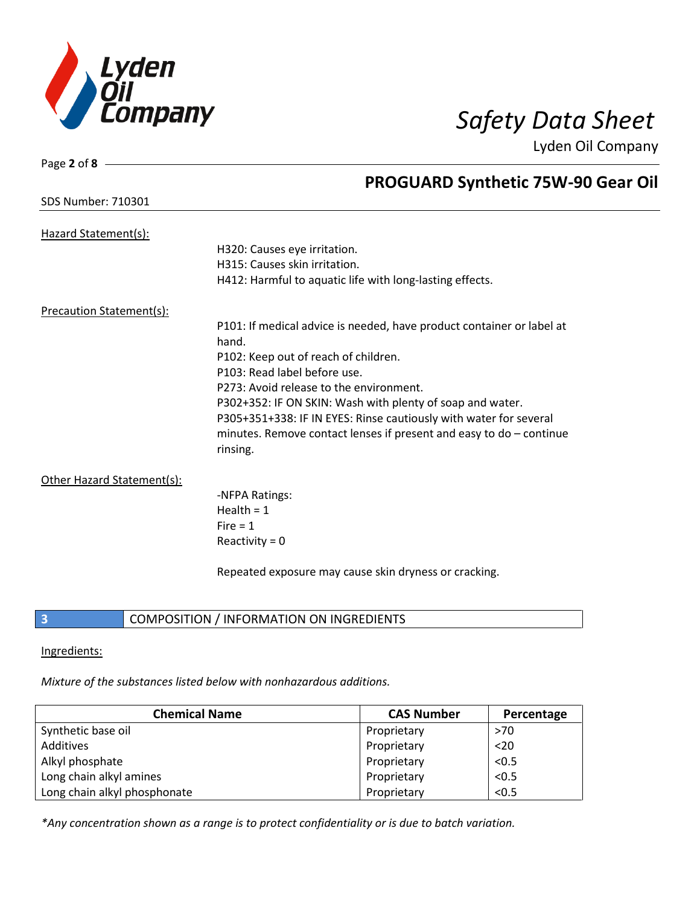Hazard Statement(s):

H320: Causes eye irritation.
H315: Causes skin irritation.
H412: Harmful to aquatic life with long-lasting effects.

Precaution Statement(s):

P101: If medical advice is needed, have product container or label at hand.
P102: Keep out of reach of children.
P103: Read label before use.
P273: Avoid release to the environment.
P302+352: IF ON SKIN: Wash with plenty of soap and water.
P305+351+338: IF IN EYES: Rinse cautiously with water for several minutes. Remove contact lenses if present and easy to do – continue rinsing.

Other Hazard Statement(s):

-NFPA Ratings:
Health = 1
Fire = 1
Reactivity = 0

Repeated exposure may cause skin dryness or cracking.

## 3 COMPOSITION / INFORMATION ON INGREDIENTS

Ingredients:

*Mixture of the substances listed below with nonhazardous additions.*

| Chemical Name | CAS Number | Percentage |
|---|---|---|
| Synthetic base oil | Proprietary | >70 |
| Additives | Proprietary | <20 |
| Alkyl phosphate | Proprietary | <0.5 |
| Long chain alkyl amines | Proprietary | <0.5 |
| Long chain alkyl phosphonate | Proprietary | <0.5 |

*\*Any concentration shown as a range is to protect confidentiality or is due to batch variation.*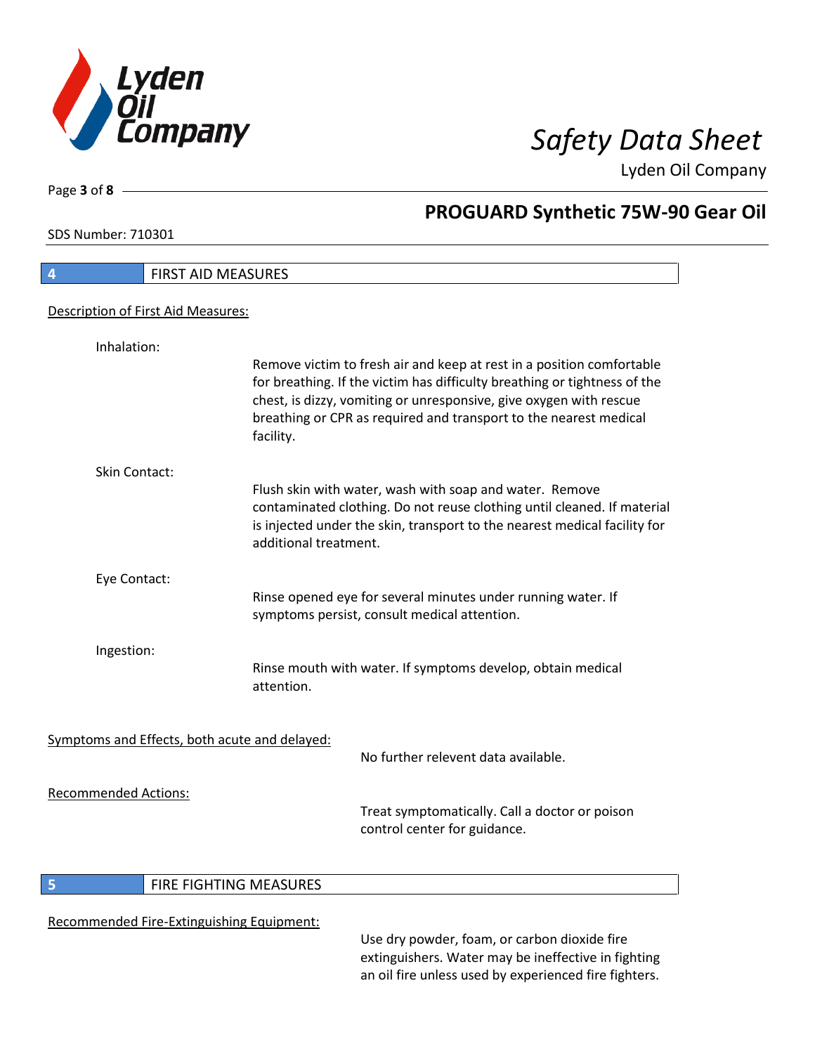## 4 FIRST AID MEASURES

Description of First Aid Measures:

Inhalation:

Remove victim to fresh air and keep at rest in a position comfortable for breathing. If the victim has difficulty breathing or tightness of the chest, is dizzy, vomiting or unresponsive, give oxygen with rescue breathing or CPR as required and transport to the nearest medical facility.

Skin Contact:

Flush skin with water, wash with soap and water. Remove contaminated clothing. Do not reuse clothing until cleaned. If material is injected under the skin, transport to the nearest medical facility for additional treatment.

Eye Contact:

Rinse opened eye for several minutes under running water. If symptoms persist, consult medical attention.

Ingestion:

Rinse mouth with water. If symptoms develop, obtain medical attention.

Symptoms and Effects, both acute and delayed:

No further relevent data available.

Recommended Actions:

Treat symptomatically. Call a doctor or poison control center for guidance.

## 5 FIRE FIGHTING MEASURES

Recommended Fire-Extinguishing Equipment:

Use dry powder, foam, or carbon dioxide fire extinguishers. Water may be ineffective in fighting an oil fire unless used by experienced fire fighters.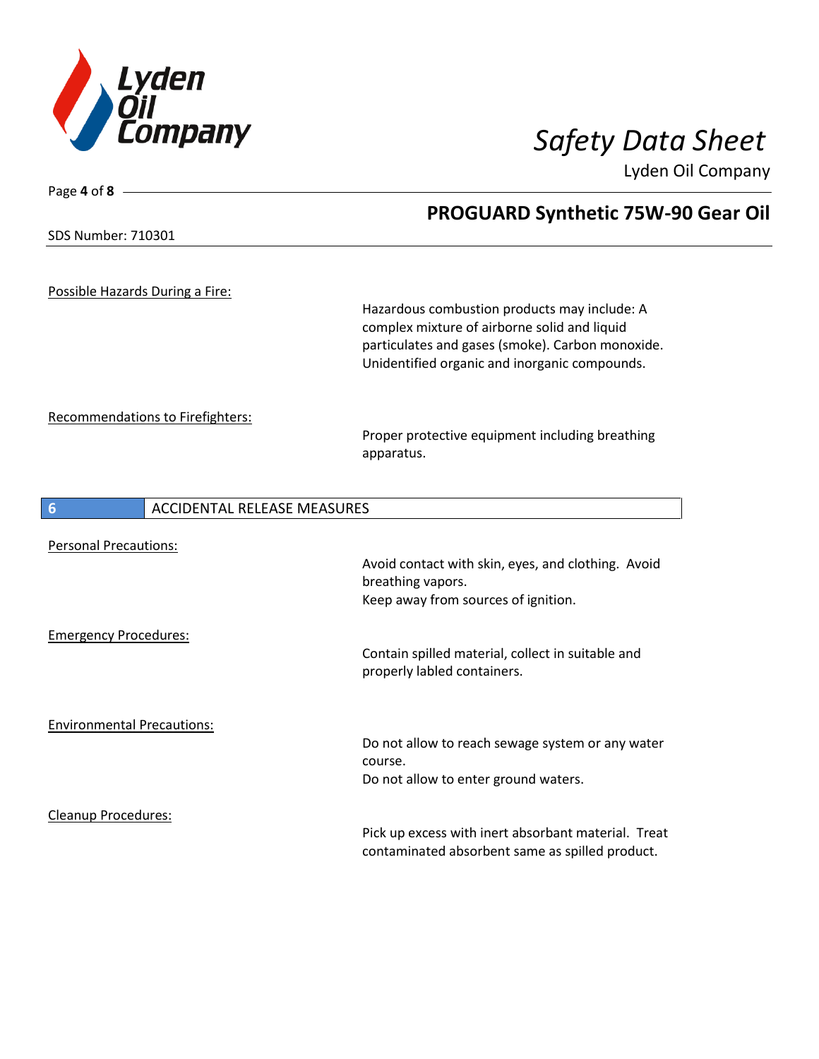Possible Hazards During a Fire:

Hazardous combustion products may include: A complex mixture of airborne solid and liquid particulates and gases (smoke). Carbon monoxide. Unidentified organic and inorganic compounds.

Recommendations to Firefighters:

Proper protective equipment including breathing apparatus.

## 6 ACCIDENTAL RELEASE MEASURES

Personal Precautions:

Avoid contact with skin, eyes, and clothing. Avoid breathing vapors.
Keep away from sources of ignition.

Emergency Procedures:

Contain spilled material, collect in suitable and properly labled containers.

Environmental Precautions:

Do not allow to reach sewage system or any water course.
Do not allow to enter ground waters.

Cleanup Procedures:

Pick up excess with inert absorbant material. Treat contaminated absorbent same as spilled product.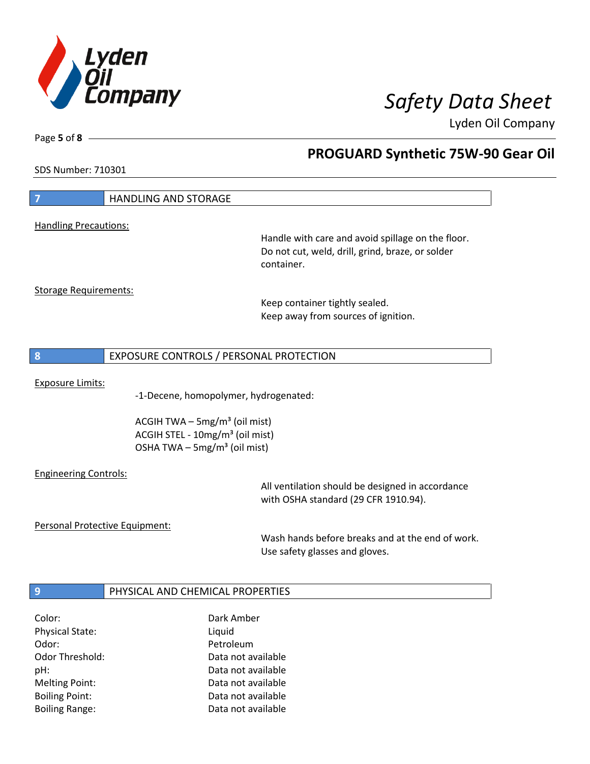## 7 HANDLING AND STORAGE

Handling Precautions:

Handle with care and avoid spillage on the floor. Do not cut, weld, drill, grind, braze, or solder container.

Storage Requirements:

Keep container tightly sealed.
Keep away from sources of ignition.

## 8 EXPOSURE CONTROLS / PERSONAL PROTECTION

Exposure Limits:

-1-Decene, homopolymer, hydrogenated:

ACGIH TWA – 5mg/m³ (oil mist)
ACGIH STEL - 10mg/m³ (oil mist)
OSHA TWA – 5mg/m³ (oil mist)

Engineering Controls:

All ventilation should be designed in accordance with OSHA standard (29 CFR 1910.94).

Personal Protective Equipment:

Wash hands before breaks and at the end of work.
Use safety glasses and gloves.

## 9 PHYSICAL AND CHEMICAL PROPERTIES

| | |
|---|---|
| Color: | Dark Amber |
| Physical State: | Liquid |
| Odor: | Petroleum |
| Odor Threshold: | Data not available |
| pH: | Data not available |
| Melting Point: | Data not available |
| Boiling Point: | Data not available |
| Boiling Range: | Data not available |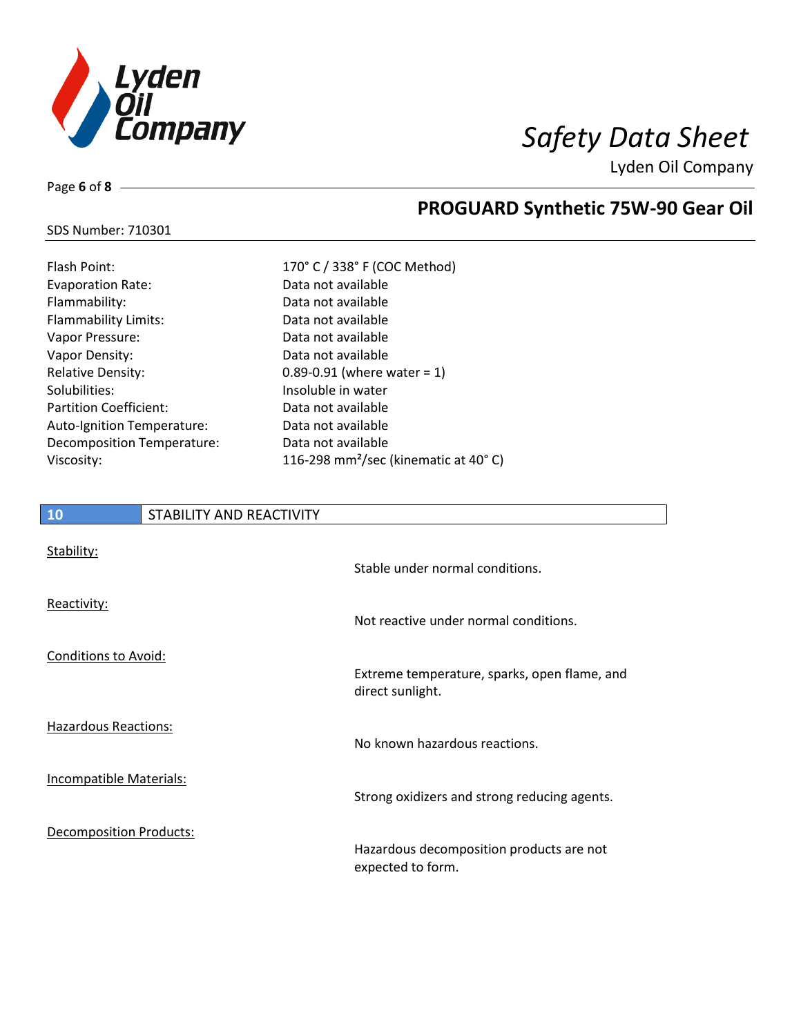SDS Number: 710301

## PROGUARD Synthetic 75W-90 Gear Oil

| | |
|---|---|
| Flash Point: | 170° C / 338° F (COC Method) |
| Evaporation Rate: | Data not available |
| Flammability: | Data not available |
| Flammability Limits: | Data not available |
| Vapor Pressure: | Data not available |
| Vapor Density: | Data not available |
| Relative Density: | 0.89-0.91 (where water = 1) |
| Solubilities: | Insoluble in water |
| Partition Coefficient: | Data not available |
| Auto-Ignition Temperature: | Data not available |
| Decomposition Temperature: | Data not available |
| Viscosity: | 116-298 $mm^2$/sec (kinematic at 40° C) |

## 10 STABILITY AND REACTIVITY

Stability:

Stable under normal conditions.

Reactivity:

Not reactive under normal conditions.

Conditions to Avoid:

Extreme temperature, sparks, open flame, and direct sunlight.

Hazardous Reactions:

No known hazardous reactions.

Incompatible Materials:

Strong oxidizers and strong reducing agents.

Decomposition Products:

Hazardous decomposition products are not expected to form.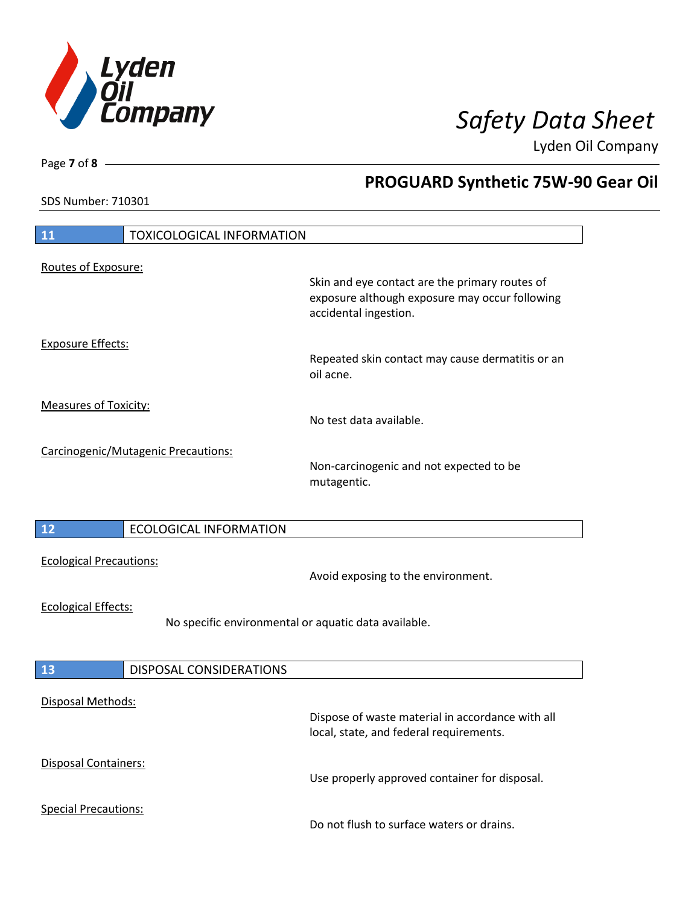## 11 TOXICOLOGICAL INFORMATION

Routes of Exposure:

Skin and eye contact are the primary routes of exposure although exposure may occur following accidental ingestion.

Exposure Effects:

Repeated skin contact may cause dermatitis or an oil acne.

Measures of Toxicity:

No test data available.

Carcinogenic/Mutagenic Precautions:

Non-carcinogenic and not expected to be mutagentic.

## 12 ECOLOGICAL INFORMATION

Ecological Precautions:

Avoid exposing to the environment.

Ecological Effects:

No specific environmental or aquatic data available.

## 13 DISPOSAL CONSIDERATIONS

Disposal Methods:

Dispose of waste material in accordance with all local, state, and federal requirements.

Disposal Containers:

Use properly approved container for disposal.

Special Precautions:

Do not flush to surface waters or drains.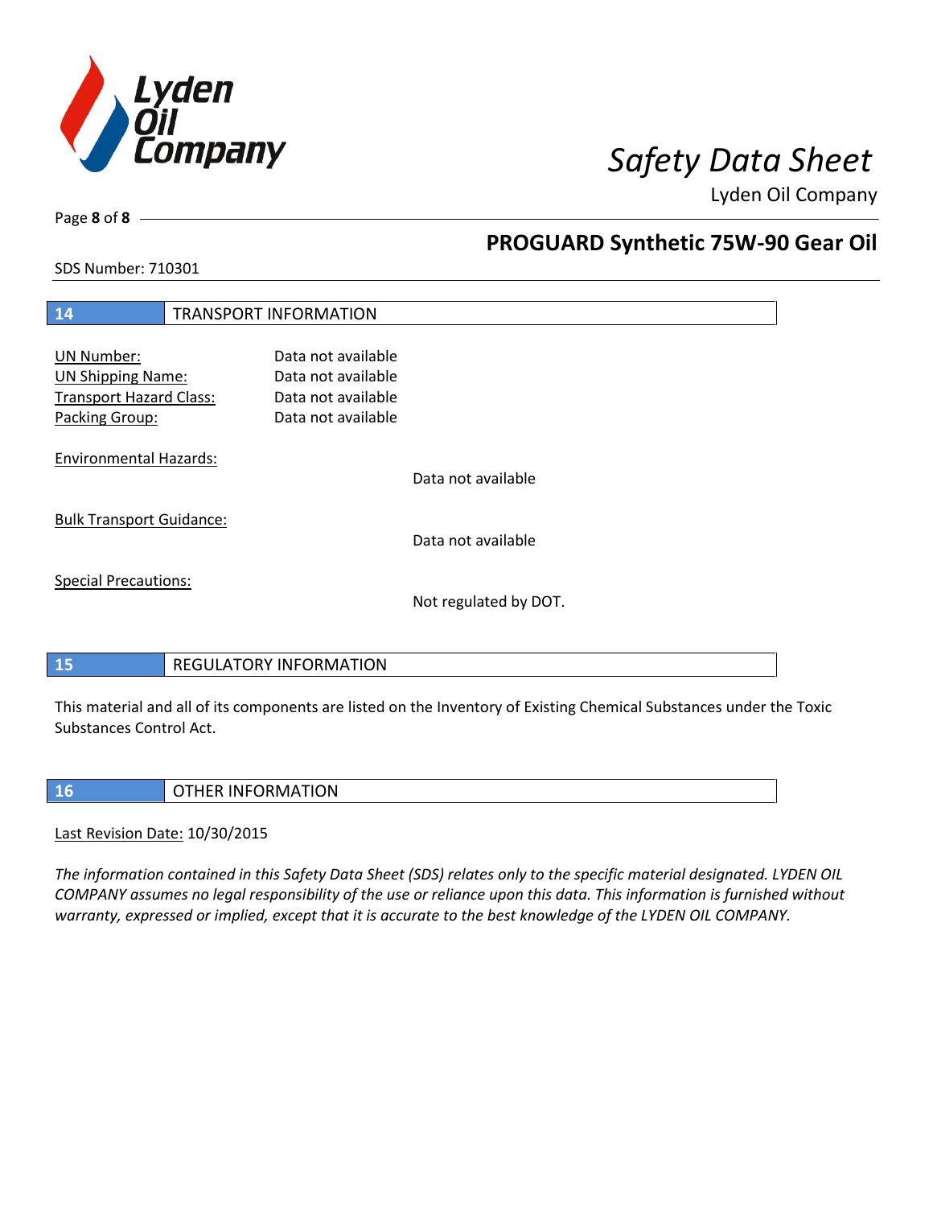## 14 TRANSPORT INFORMATION

| | |
|---|---|
| UN Number: | Data not available |
| UN Shipping Name: | Data not available |
| Transport Hazard Class: | Data not available |
| Packing Group: | Data not available |

Environmental Hazards:

Data not available

Bulk Transport Guidance:

Data not available

Special Precautions:

Not regulated by DOT.

## 15 REGULATORY INFORMATION

This material and all of its components are listed on the Inventory of Existing Chemical Substances under the Toxic Substances Control Act.

## 16 OTHER INFORMATION

Last Revision Date: 10/30/2015

*The information contained in this Safety Data Sheet (SDS) relates only to the specific material designated. LYDEN OIL COMPANY assumes no legal responsibility of the use or reliance upon this data. This information is furnished without warranty, expressed or implied, except that it is accurate to the best knowledge of the LYDEN OIL COMPANY.*